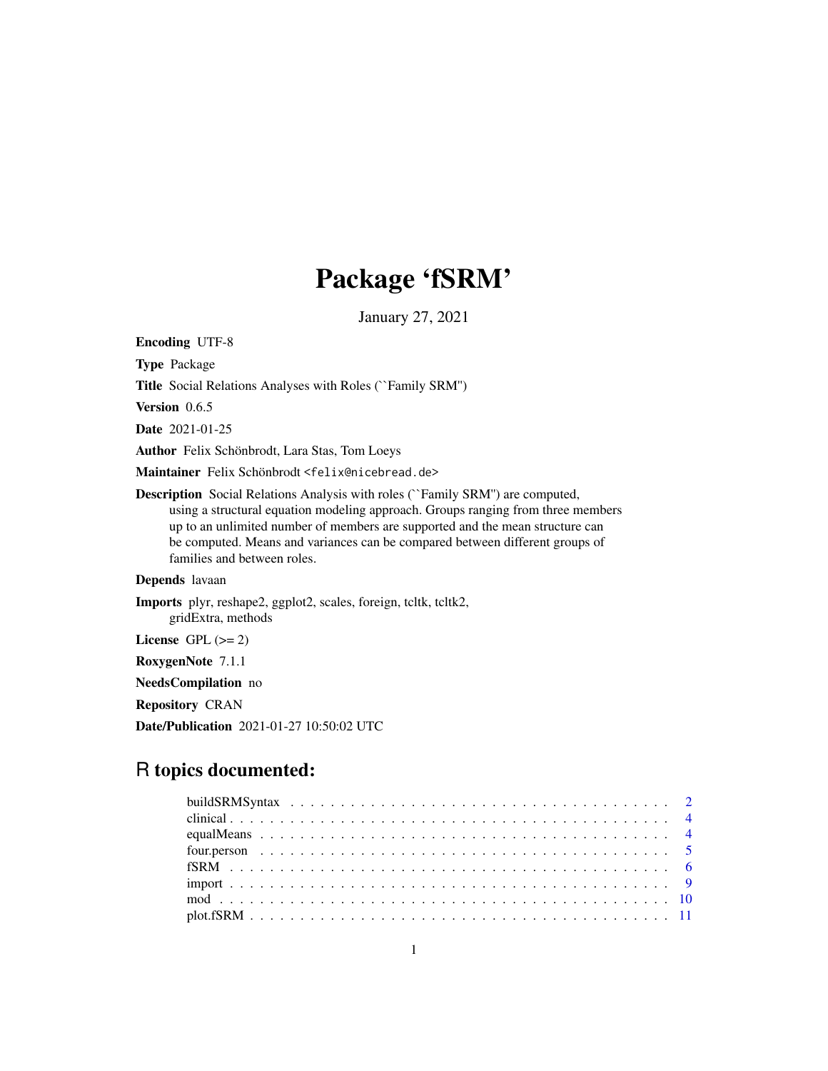# Package 'fSRM'

January 27, 2021

**Encoding** UTF-8

**Type** Package

**Title** Social Relations Analyses with Roles (``Family SRM'')

**Version** 0.6.5

**Date** 2021-01-25

**Author** Felix Schönbrodt, Lara Stas, Tom Loeys

**Maintainer** Felix Schönbrodt <felix@nicebread.de>

**Description** Social Relations Analysis with roles (``Family SRM'') are computed, using a structural equation modeling approach. Groups ranging from three members up to an unlimited number of members are supported and the mean structure can be computed. Means and variances can be compared between different groups of families and between roles.

**Depends** lavaan

**Imports** plyr, reshape2, ggplot2, scales, foreign, tcltk, tcltk2, gridExtra, methods

**License** GPL (>= 2)

**RoxygenNote** 7.1.1

**NeedsCompilation** no

**Repository** CRAN

**Date/Publication** 2021-01-27 10:50:02 UTC

## R topics documented:

- buildSRMSyntax . . . . . . . . . . 2
- clinical . . . . . . . . . . 4
- equalMeans . . . . . . . . . . 4
- four.person . . . . . . . . . . 5
- fSRM . . . . . . . . . . 6
- import . . . . . . . . . . 9
- mod . . . . . . . . . . 10
- plot.fSRM . . . . . . . . . . 11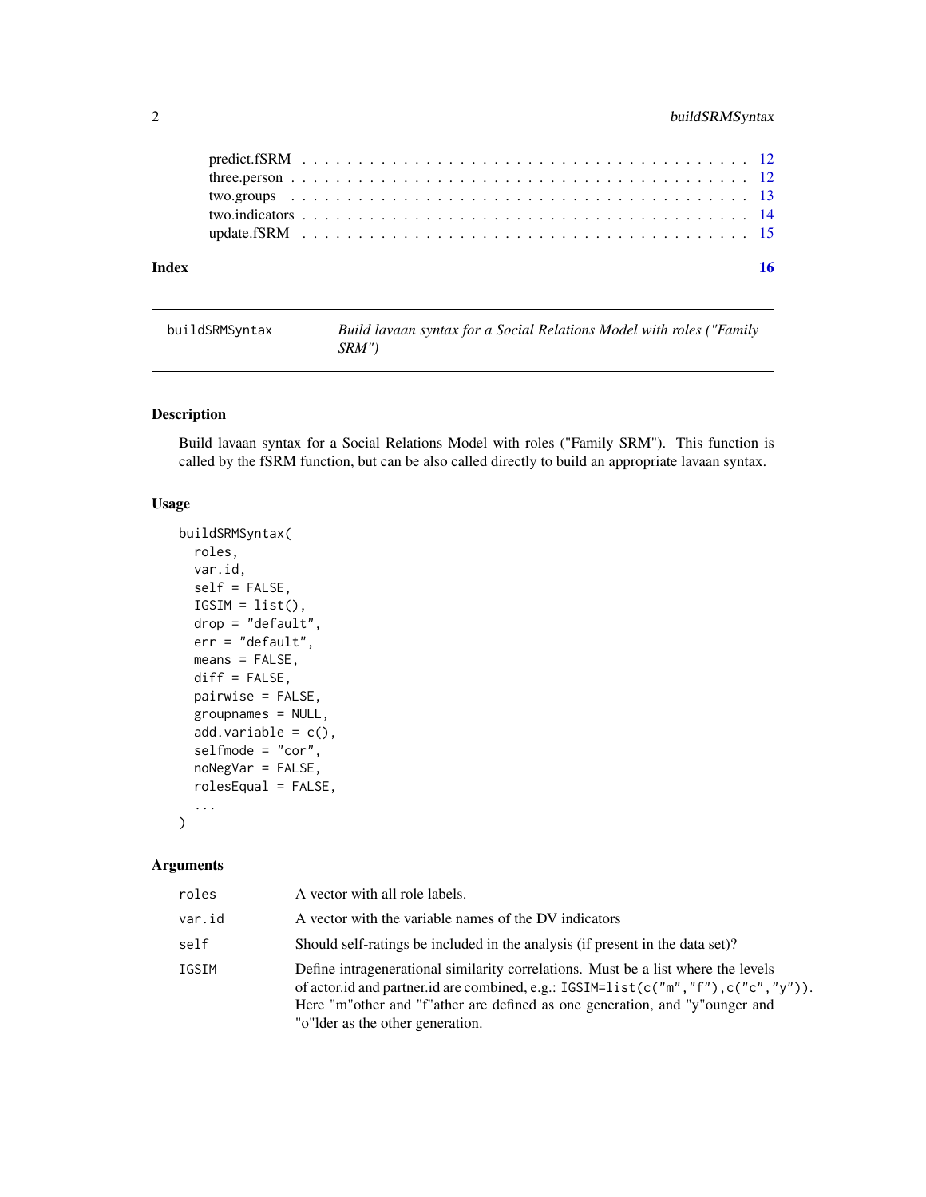| | |
|---|---|
| predict.fSRM | 12 |
| three.person | 12 |
| two.groups | 13 |
| two.indicators | 14 |
| update.fSRM | 15 |

**Index** **16**

---

`buildSRMSyntax` *Build lavaan syntax for a Social Relations Model with roles ("Family SRM")*

---

## Description

Build lavaan syntax for a Social Relations Model with roles ("Family SRM"). This function is called by the fSRM function, but can be also called directly to build an appropriate lavaan syntax.

## Usage

```
buildSRMSyntax(
  roles,
  var.id,
  self = FALSE,
  IGSIM = list(),
  drop = "default",
  err = "default",
  means = FALSE,
  diff = FALSE,
  pairwise = FALSE,
  groupnames = NULL,
  add.variable = c(),
  selfmode = "cor",
  noNegVar = FALSE,
  rolesEqual = FALSE,
  ...
)
```

## Arguments

| | |
|---|---|
| `roles` | A vector with all role labels. |
| `var.id` | A vector with the variable names of the DV indicators |
| `self` | Should self-ratings be included in the analysis (if present in the data set)? |
| `IGSIM` | Define intragenerational similarity correlations. Must be a list where the levels of actor.id and partner.id are combined, e.g.: `IGSIM=list(c("m","f"),c("c","y"))`. Here "m"other and "f"ather are defined as one generation, and "y"ounger and "o"lder as the other generation. |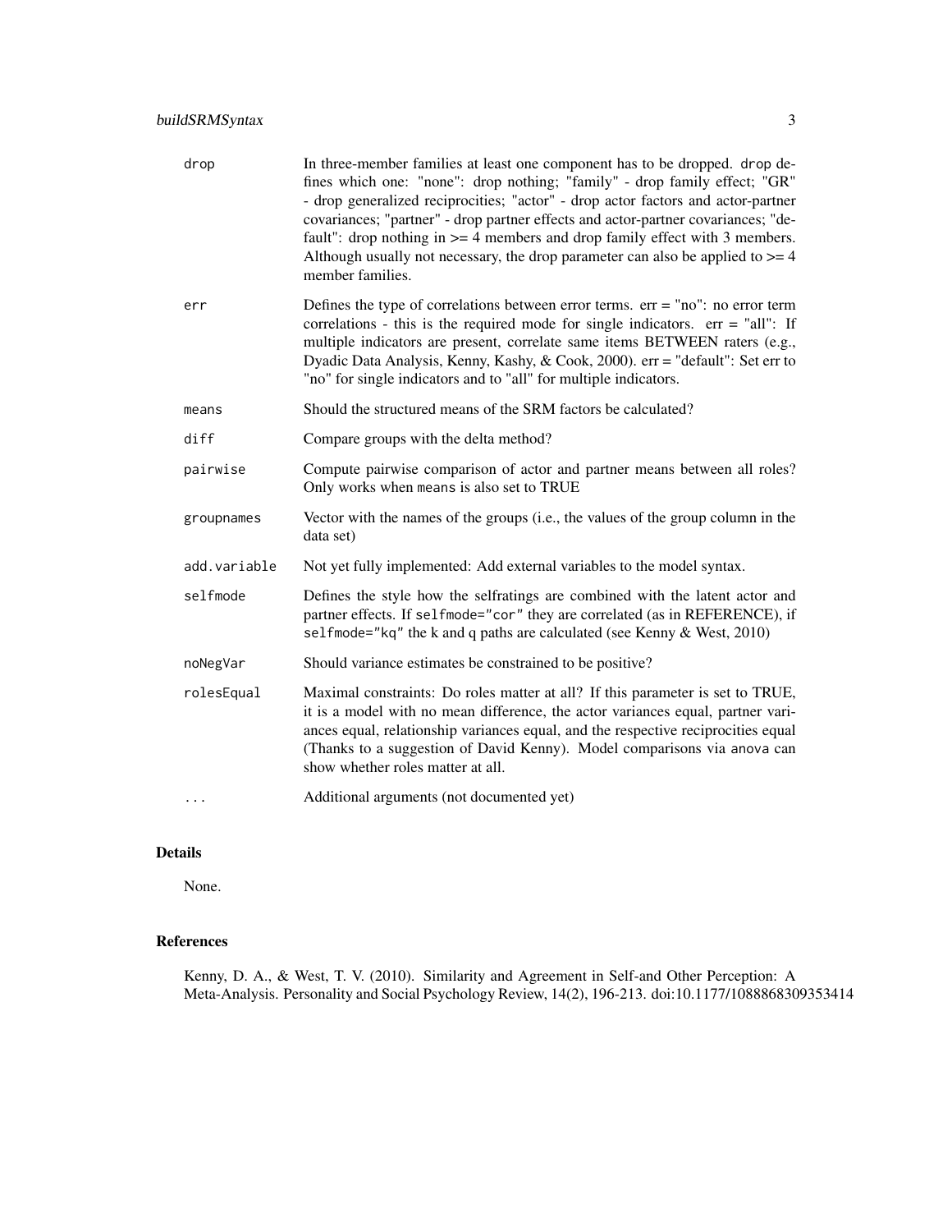| | |
|---|---|
| `drop` | In three-member families at least one component has to be dropped. `drop` defines which one: "none": drop nothing; "family" - drop family effect; "GR" - drop generalized reciprocities; "actor" - drop actor factors and actor-partner covariances; "partner" - drop partner effects and actor-partner covariances; "default": drop nothing in >= 4 members and drop family effect with 3 members. Although usually not necessary, the drop parameter can also be applied to >= 4 member families. |
| `err` | Defines the type of correlations between error terms. err = "no": no error term correlations - this is the required mode for single indicators. err = "all": If multiple indicators are present, correlate same items BETWEEN raters (e.g., Dyadic Data Analysis, Kenny, Kashy, & Cook, 2000). err = "default": Set err to "no" for single indicators and to "all" for multiple indicators. |
| `means` | Should the structured means of the SRM factors be calculated? |
| `diff` | Compare groups with the delta method? |
| `pairwise` | Compute pairwise comparison of actor and partner means between all roles? Only works when `means` is also set to TRUE |
| `groupnames` | Vector with the names of the groups (i.e., the values of the group column in the data set) |
| `add.variable` | Not yet fully implemented: Add external variables to the model syntax. |
| `selfmode` | Defines the style how the selfratings are combined with the latent actor and partner effects. If `selfmode="cor"` they are correlated (as in REFERENCE), if `selfmode="kq"` the k and q paths are calculated (see Kenny & West, 2010) |
| `noNegVar` | Should variance estimates be constrained to be positive? |
| `rolesEqual` | Maximal constraints: Do roles matter at all? If this parameter is set to TRUE, it is a model with no mean difference, the actor variances equal, partner variances equal, relationship variances equal, and the respective reciprocities equal (Thanks to a suggestion of David Kenny). Model comparisons via `anova` can show whether roles matter at all. |
| `...` | Additional arguments (not documented yet) |

## Details

None.

## References

Kenny, D. A., & West, T. V. (2010). Similarity and Agreement in Self-and Other Perception: A Meta-Analysis. Personality and Social Psychology Review, 14(2), 196-213. doi:10.1177/1088868309353414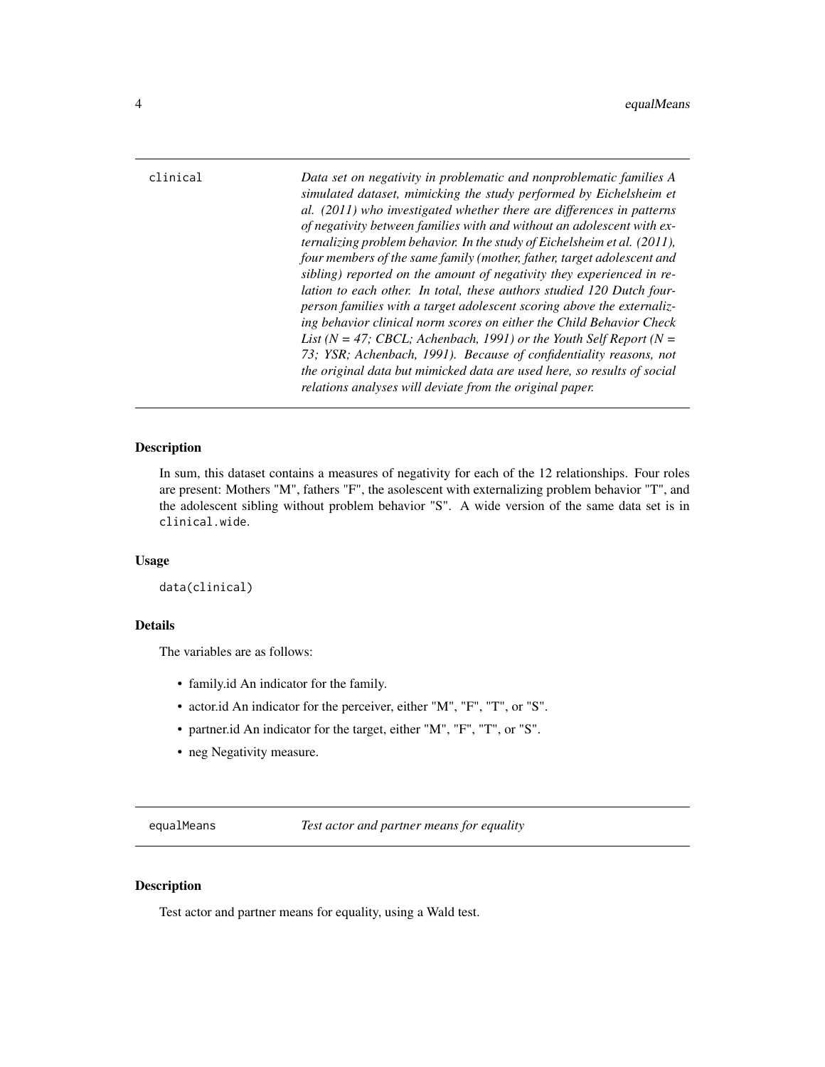## clinical

*Data set on negativity in problematic and nonproblematic families A simulated dataset, mimicking the study performed by Eichelsheim et al. (2011) who investigated whether there are differences in patterns of negativity between families with and without an adolescent with externalizing problem behavior. In the study of Eichelsheim et al. (2011), four members of the same family (mother, father, target adolescent and sibling) reported on the amount of negativity they experienced in relation to each other. In total, these authors studied 120 Dutch four-person families with a target adolescent scoring above the externalizing behavior clinical norm scores on either the Child Behavior Check List (N = 47; CBCL; Achenbach, 1991) or the Youth Self Report (N = 73; YSR; Achenbach, 1991). Because of confidentiality reasons, not the original data but mimicked data are used here, so results of social relations analyses will deviate from the original paper.*

### Description

In sum, this dataset contains a measures of negativity for each of the 12 relationships. Four roles are present: Mothers "M", fathers "F", the asolescent with externalizing problem behavior "T", and the adolescent sibling without problem behavior "S". A wide version of the same data set is in `clinical.wide`.

### Usage

```
data(clinical)
```

### Details

The variables are as follows:

- family.id An indicator for the family.
- actor.id An indicator for the perceiver, either "M", "F", "T", or "S".
- partner.id An indicator for the target, either "M", "F", "T", or "S".
- neg Negativity measure.

## equalMeans

*Test actor and partner means for equality*

### Description

Test actor and partner means for equality, using a Wald test.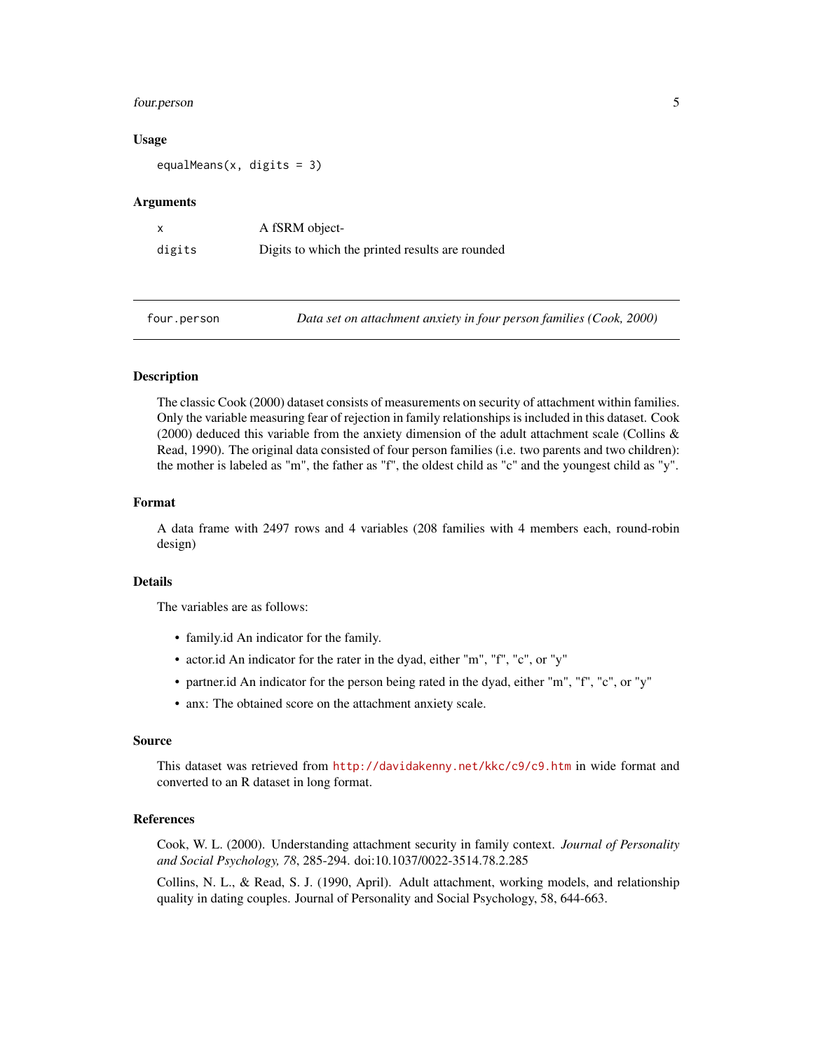### Usage

```
equalMeans(x, digits = 3)
```

### Arguments

| | |
|---|---|
| x | A fSRM object- |
| digits | Digits to which the printed results are rounded |

---

## four.person — *Data set on attachment anxiety in four person families (Cook, 2000)*

---

### Description

The classic Cook (2000) dataset consists of measurements on security of attachment within families. Only the variable measuring fear of rejection in family relationships is included in this dataset. Cook (2000) deduced this variable from the anxiety dimension of the adult attachment scale (Collins & Read, 1990). The original data consisted of four person families (i.e. two parents and two children): the mother is labeled as "m", the father as "f", the oldest child as "c" and the youngest child as "y".

### Format

A data frame with 2497 rows and 4 variables (208 families with 4 members each, round-robin design)

### Details

The variables are as follows:

- family.id An indicator for the family.
- actor.id An indicator for the rater in the dyad, either "m", "f", "c", or "y"
- partner.id An indicator for the person being rated in the dyad, either "m", "f", "c", or "y"
- anx: The obtained score on the attachment anxiety scale.

### Source

This dataset was retrieved from http://davidakenny.net/kkc/c9/c9.htm in wide format and converted to an R dataset in long format.

### References

Cook, W. L. (2000). Understanding attachment security in family context. *Journal of Personality and Social Psychology, 78*, 285-294. doi:10.1037/0022-3514.78.2.285

Collins, N. L., & Read, S. J. (1990, April). Adult attachment, working models, and relationship quality in dating couples. Journal of Personality and Social Psychology, 58, 644-663.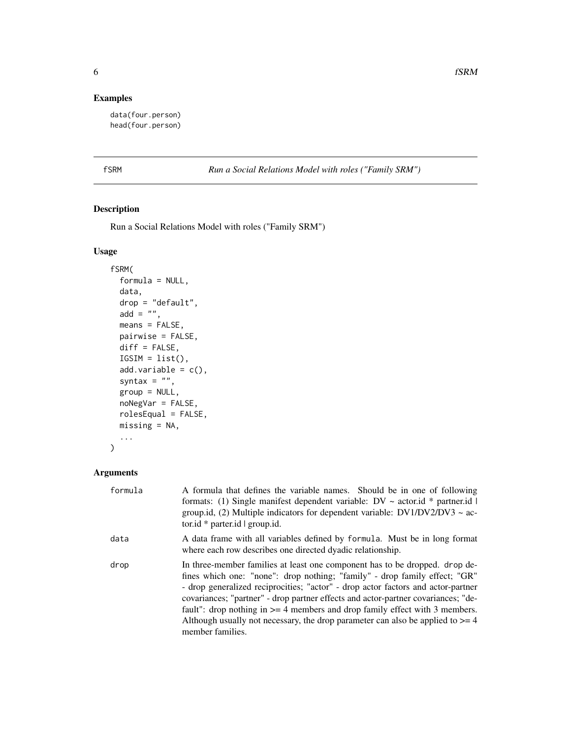## Examples

```
data(four.person)
head(four.person)
```

# fSRM — *Run a Social Relations Model with roles ("Family SRM")*

## Description

Run a Social Relations Model with roles ("Family SRM")

## Usage

```
fSRM(
  formula = NULL,
  data,
  drop = "default",
  add = "",
  means = FALSE,
  pairwise = FALSE,
  diff = FALSE,
  IGSIM = list(),
  add.variable = c(),
  syntax = "",
  group = NULL,
  noNegVar = FALSE,
  rolesEqual = FALSE,
  missing = NA,
  ...
)
```

## Arguments

| | |
|---|---|
| formula | A formula that defines the variable names. Should be in one of following formats: (1) Single manifest dependent variable: DV ~ actor.id * partner.id \| group.id, (2) Multiple indicators for dependent variable: DV1/DV2/DV3 ~ actor.id * parter.id \| group.id. |
| data | A data frame with all variables defined by formula. Must be in long format where each row describes one directed dyadic relationship. |
| drop | In three-member families at least one component has to be dropped. drop defines which one: "none": drop nothing; "family" - drop family effect; "GR" - drop generalized reciprocities; "actor" - drop actor factors and actor-partner covariances; "partner" - drop partner effects and actor-partner covariances; "default": drop nothing in >= 4 members and drop family effect with 3 members. Although usually not necessary, the drop parameter can also be applied to >= 4 member families. |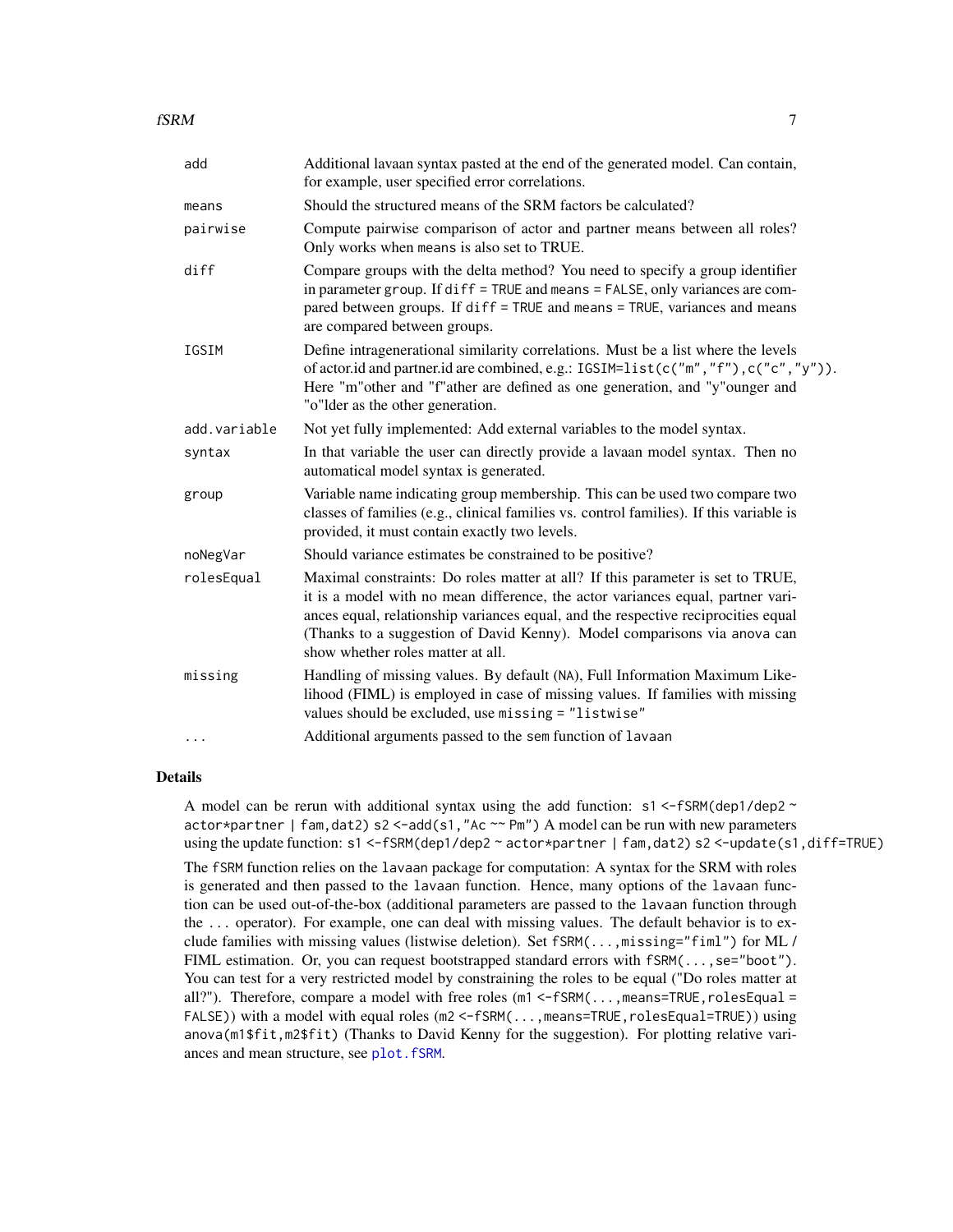| | |
|---|---|
| `add` | Additional lavaan syntax pasted at the end of the generated model. Can contain, for example, user specified error correlations. |
| `means` | Should the structured means of the SRM factors be calculated? |
| `pairwise` | Compute pairwise comparison of actor and partner means between all roles? Only works when `means` is also set to TRUE. |
| `diff` | Compare groups with the delta method? You need to specify a group identifier in parameter `group`. If `diff = TRUE` and `means = FALSE`, only variances are compared between groups. If `diff = TRUE` and `means = TRUE`, variances and means are compared between groups. |
| `IGSIM` | Define intragenerational similarity correlations. Must be a list where the levels of actor.id and partner.id are combined, e.g.: `IGSIM=list(c("m","f"),c("c","y"))`. Here "m"other and "f"ather are defined as one generation, and "y"ounger and "o"lder as the other generation. |
| `add.variable` | Not yet fully implemented: Add external variables to the model syntax. |
| `syntax` | In that variable the user can directly provide a lavaan model syntax. Then no automatical model syntax is generated. |
| `group` | Variable name indicating group membership. This can be used two compare two classes of families (e.g., clinical families vs. control families). If this variable is provided, it must contain exactly two levels. |
| `noNegVar` | Should variance estimates be constrained to be positive? |
| `rolesEqual` | Maximal constraints: Do roles matter at all? If this parameter is set to TRUE, it is a model with no mean difference, the actor variances equal, partner variances equal, relationship variances equal, and the respective reciprocities equal (Thanks to a suggestion of David Kenny). Model comparisons via `anova` can show whether roles matter at all. |
| `missing` | Handling of missing values. By default (NA), Full Information Maximum Likelihood (FIML) is employed in case of missing values. If families with missing values should be excluded, use `missing = "listwise"` |
| `...` | Additional arguments passed to the `sem` function of `lavaan` |

## Details

A model can be rerun with additional syntax using the `add` function: `s1 <-fSRM(dep1/dep2 ~ actor*partner | fam,dat2) s2 <-add(s1,"Ac ~~ Pm")` A model can be run with new parameters using the update function: `s1 <-fSRM(dep1/dep2 ~ actor*partner | fam,dat2) s2 <-update(s1,diff=TRUE)`

The `fSRM` function relies on the `lavaan` package for computation: A syntax for the SRM with roles is generated and then passed to the `lavaan` function. Hence, many options of the `lavaan` function can be used out-of-the-box (additional parameters are passed to the `lavaan` function through the `...` operator). For example, one can deal with missing values. The default behavior is to exclude families with missing values (listwise deletion). Set `fSRM(...,missing="fiml")` for ML / FIML estimation. Or, you can request bootstrapped standard errors with `fSRM(...,se="boot")`. You can test for a very restricted model by constraining the roles to be equal ("Do roles matter at all?"). Therefore, compare a model with free roles (`m1 <-fSRM(...,means=TRUE,rolesEqual = FALSE)`) with a model with equal roles (`m2 <-fSRM(...,means=TRUE,rolesEqual=TRUE)`) using `anova(m1$fit,m2$fit)` (Thanks to David Kenny for the suggestion). For plotting relative variances and mean structure, see `plot.fSRM`.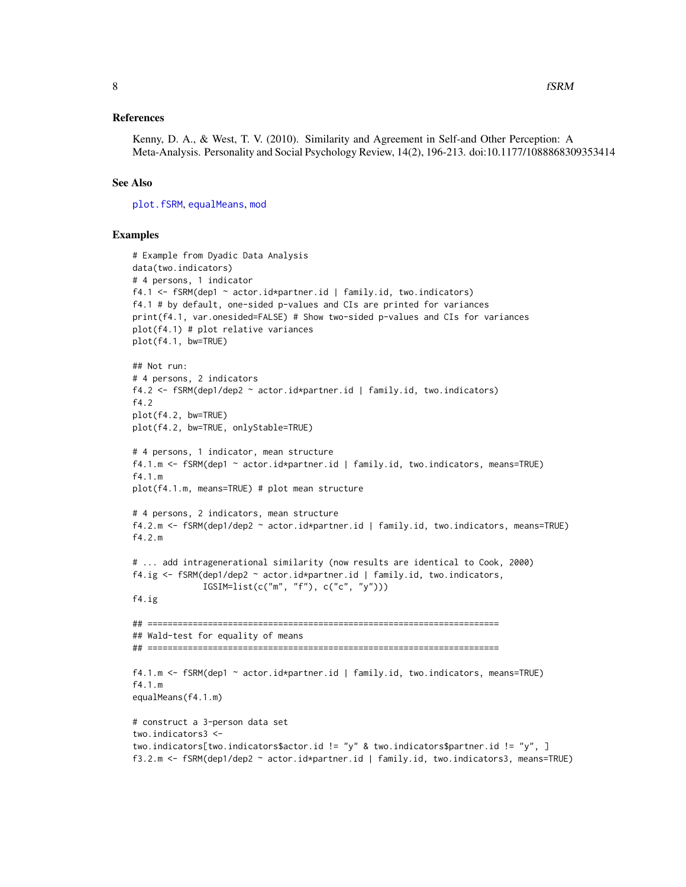### References

Kenny, D. A., & West, T. V. (2010). Similarity and Agreement in Self-and Other Perception: A Meta-Analysis. Personality and Social Psychology Review, 14(2), 196-213. doi:10.1177/1088868309353414

### See Also

plot.fSRM, equalMeans, mod

### Examples

```
# Example from Dyadic Data Analysis
data(two.indicators)
# 4 persons, 1 indicator
f4.1 <- fSRM(dep1 ~ actor.id*partner.id | family.id, two.indicators)
f4.1 # by default, one-sided p-values and CIs are printed for variances
print(f4.1, var.onesided=FALSE) # Show two-sided p-values and CIs for variances
plot(f4.1) # plot relative variances
plot(f4.1, bw=TRUE)

## Not run:
# 4 persons, 2 indicators
f4.2 <- fSRM(dep1/dep2 ~ actor.id*partner.id | family.id, two.indicators)
f4.2
plot(f4.2, bw=TRUE)
plot(f4.2, bw=TRUE, onlyStable=TRUE)

# 4 persons, 1 indicator, mean structure
f4.1.m <- fSRM(dep1 ~ actor.id*partner.id | family.id, two.indicators, means=TRUE)
f4.1.m
plot(f4.1.m, means=TRUE) # plot mean structure

# 4 persons, 2 indicators, mean structure
f4.2.m <- fSRM(dep1/dep2 ~ actor.id*partner.id | family.id, two.indicators, means=TRUE)
f4.2.m

# ... add intragenerational similarity (now results are identical to Cook, 2000)
f4.ig <- fSRM(dep1/dep2 ~ actor.id*partner.id | family.id, two.indicators,
              IGSIM=list(c("m", "f"), c("c", "y")))
f4.ig

## ======================================================================
## Wald-test for equality of means
## ======================================================================

f4.1.m <- fSRM(dep1 ~ actor.id*partner.id | family.id, two.indicators, means=TRUE)
f4.1.m
equalMeans(f4.1.m)

# construct a 3-person data set
two.indicators3 <-
two.indicators[two.indicators$actor.id != "y" & two.indicators$partner.id != "y", ]
f3.2.m <- fSRM(dep1/dep2 ~ actor.id*partner.id | family.id, two.indicators3, means=TRUE)
```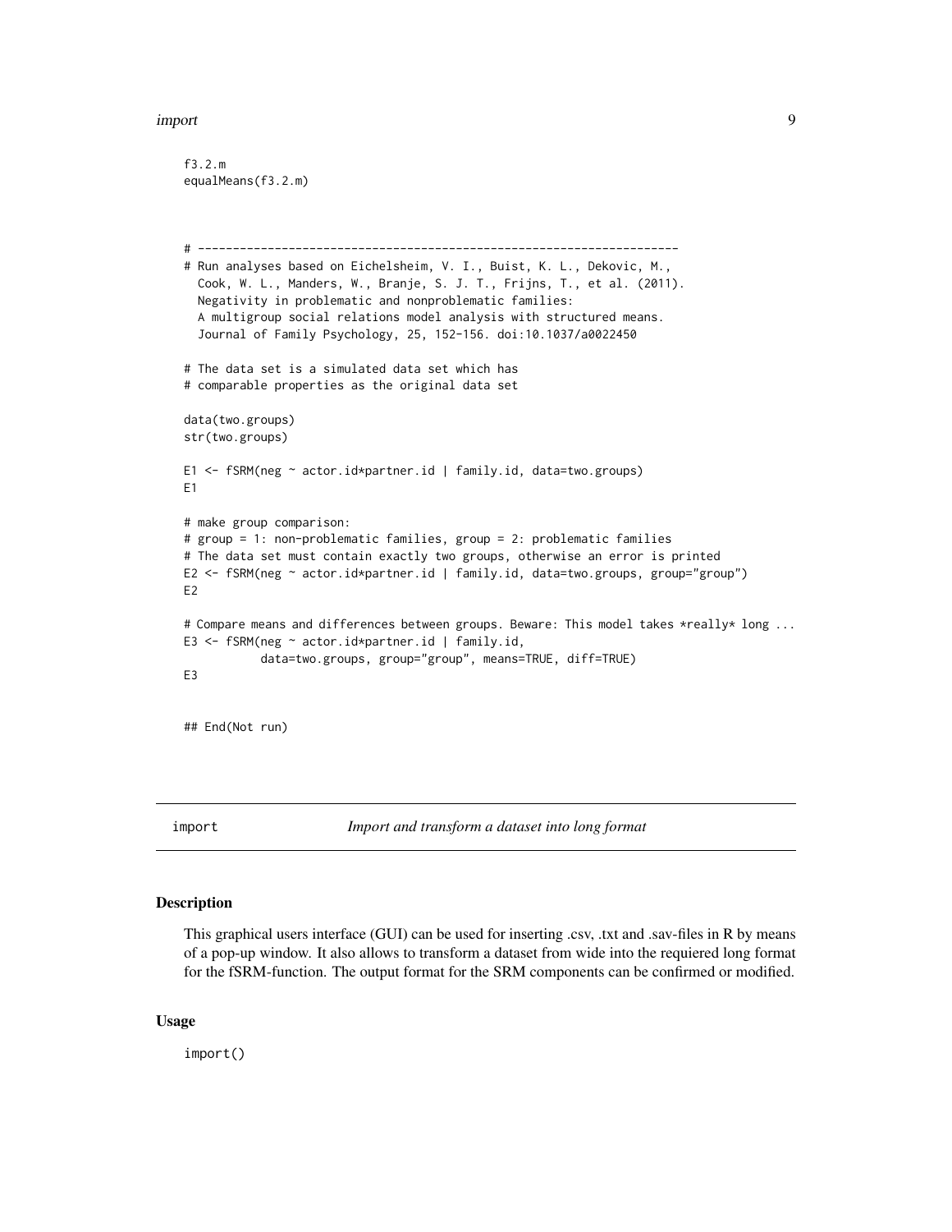```
f3.2.m
equalMeans(f3.2.m)


# ---------------------------------------------------------------------
# Run analyses based on Eichelsheim, V. I., Buist, K. L., Dekovic, M.,
  Cook, W. L., Manders, W., Branje, S. J. T., Frijns, T., et al. (2011).
  Negativity in problematic and nonproblematic families:
  A multigroup social relations model analysis with structured means.
  Journal of Family Psychology, 25, 152-156. doi:10.1037/a0022450

# The data set is a simulated data set which has
# comparable properties as the original data set

data(two.groups)
str(two.groups)

E1 <- fSRM(neg ~ actor.id*partner.id | family.id, data=two.groups)
E1

# make group comparison:
# group = 1: non-problematic families, group = 2: problematic families
# The data set must contain exactly two groups, otherwise an error is printed
E2 <- fSRM(neg ~ actor.id*partner.id | family.id, data=two.groups, group="group")
E2

# Compare means and differences between groups. Beware: This model takes *really* long ...
E3 <- fSRM(neg ~ actor.id*partner.id | family.id,
          data=two.groups, group="group", means=TRUE, diff=TRUE)
E3


## End(Not run)
```

## import — *Import and transform a dataset into long format*

### Description

This graphical users interface (GUI) can be used for inserting .csv, .txt and .sav-files in R by means of a pop-up window. It also allows to transform a dataset from wide into the requiered long format for the fSRM-function. The output format for the SRM components can be confirmed or modified.

### Usage

```
import()
```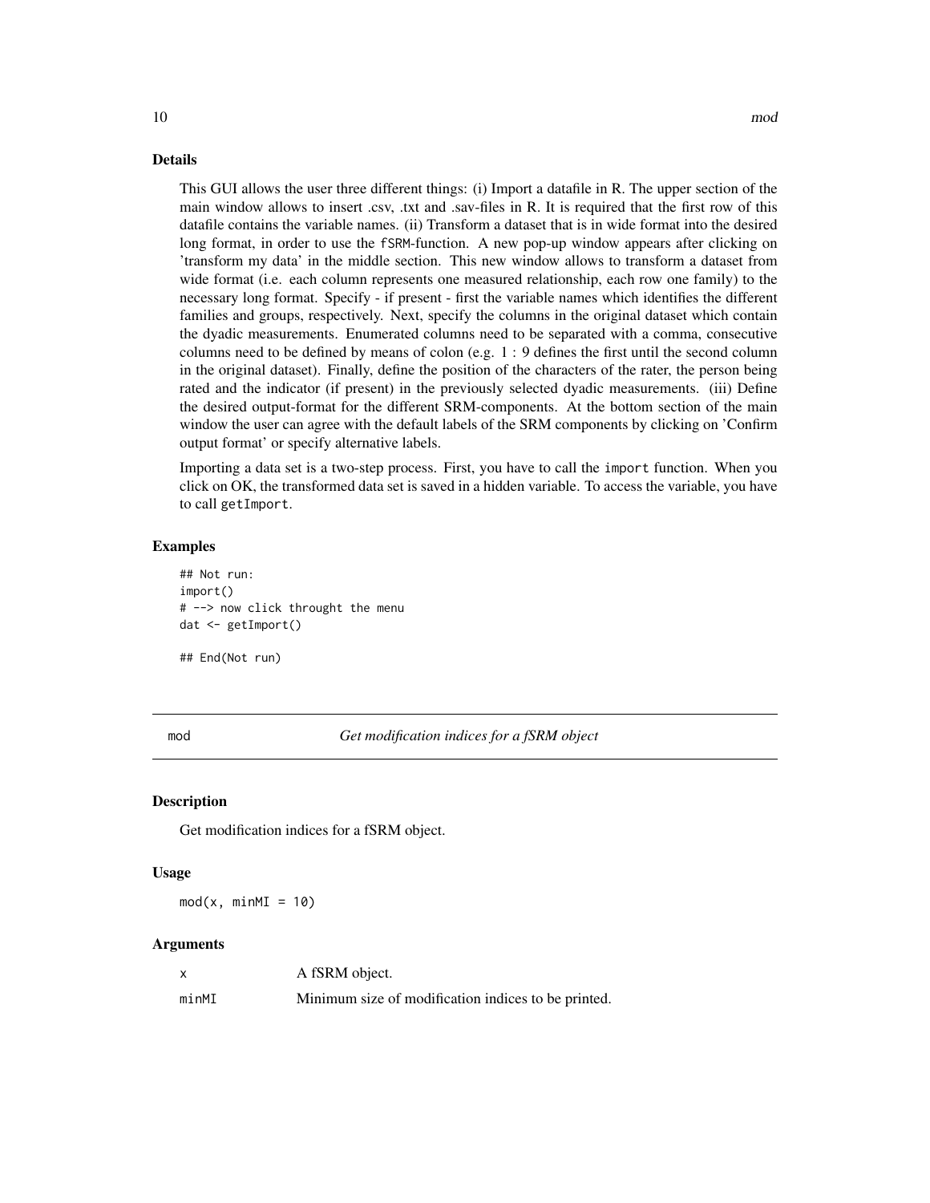## Details

This GUI allows the user three different things: (i) Import a datafile in R. The upper section of the main window allows to insert .csv, .txt and .sav-files in R. It is required that the first row of this datafile contains the variable names. (ii) Transform a dataset that is in wide format into the desired long format, in order to use the `fSRM`-function. A new pop-up window appears after clicking on 'transform my data' in the middle section. This new window allows to transform a dataset from wide format (i.e. each column represents one measured relationship, each row one family) to the necessary long format. Specify - if present - first the variable names which identifies the different families and groups, respectively. Next, specify the columns in the original dataset which contain the dyadic measurements. Enumerated columns need to be separated with a comma, consecutive columns need to be defined by means of colon (e.g. 1 : 9 defines the first until the second column in the original dataset). Finally, define the position of the characters of the rater, the person being rated and the indicator (if present) in the previously selected dyadic measurements. (iii) Define the desired output-format for the different SRM-components. At the bottom section of the main window the user can agree with the default labels of the SRM components by clicking on 'Confirm output format' or specify alternative labels.

Importing a data set is a two-step process. First, you have to call the `import` function. When you click on OK, the transformed data set is saved in a hidden variable. To access the variable, you have to call `getImport`.

## Examples

```
## Not run:
import()
# --> now click throught the menu
dat <- getImport()

## End(Not run)
```

---

# mod — *Get modification indices for a fSRM object*

## Description

Get modification indices for a fSRM object.

## Usage

```
mod(x, minMI = 10)
```

## Arguments

| | |
|---|---|
| `x` | A fSRM object. |
| `minMI` | Minimum size of modification indices to be printed. |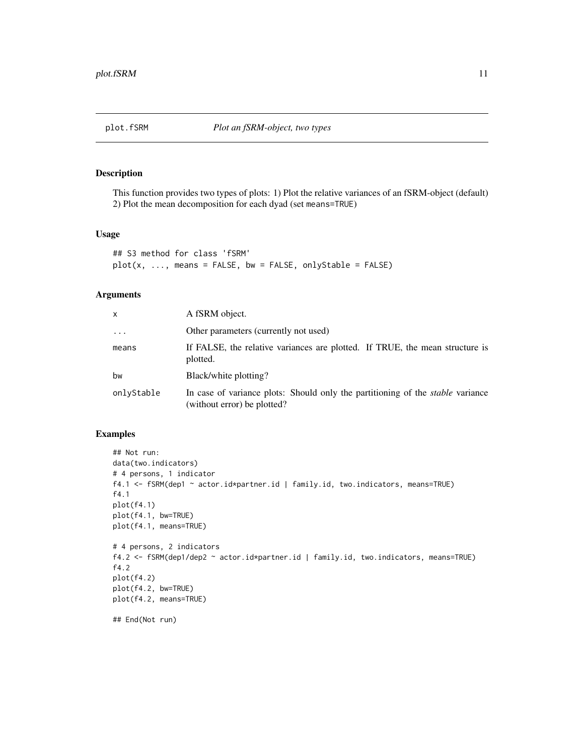# plot.fSRM — *Plot an fSRM-object, two types*

## Description

This function provides two types of plots: 1) Plot the relative variances of an fSRM-object (default) 2) Plot the mean decomposition for each dyad (set `means=TRUE`)

## Usage

```
## S3 method for class 'fSRM'
plot(x, ..., means = FALSE, bw = FALSE, onlyStable = FALSE)
```

## Arguments

| | |
|---|---|
| `x` | A fSRM object. |
| `...` | Other parameters (currently not used) |
| `means` | If FALSE, the relative variances are plotted. If TRUE, the mean structure is plotted. |
| `bw` | Black/white plotting? |
| `onlyStable` | In case of variance plots: Should only the partitioning of the *stable* variance (without error) be plotted? |

## Examples

```
## Not run:
data(two.indicators)
# 4 persons, 1 indicator
f4.1 <- fSRM(dep1 ~ actor.id*partner.id | family.id, two.indicators, means=TRUE)
f4.1
plot(f4.1)
plot(f4.1, bw=TRUE)
plot(f4.1, means=TRUE)

# 4 persons, 2 indicators
f4.2 <- fSRM(dep1/dep2 ~ actor.id*partner.id | family.id, two.indicators, means=TRUE)
f4.2
plot(f4.2)
plot(f4.2, bw=TRUE)
plot(f4.2, means=TRUE)

## End(Not run)
```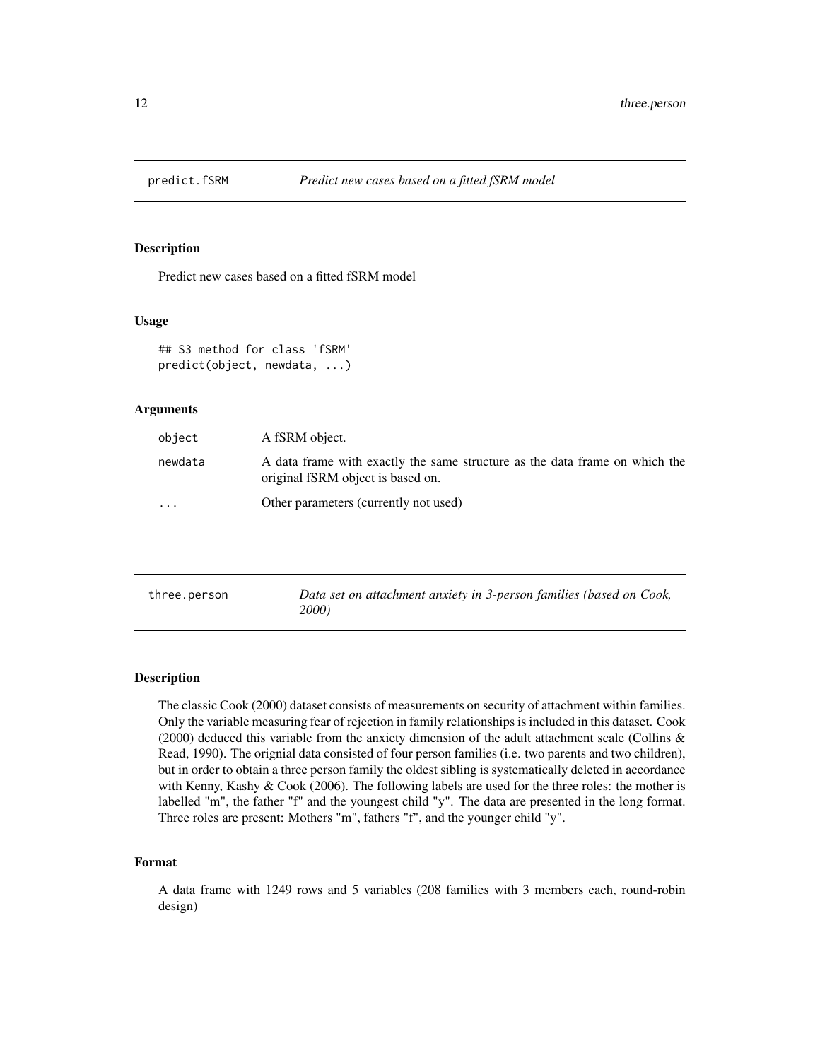## predict.fSRM — *Predict new cases based on a fitted fSRM model*

### Description

Predict new cases based on a fitted fSRM model

### Usage

```
## S3 method for class 'fSRM'
predict(object, newdata, ...)
```

### Arguments

| | |
|---|---|
| object | A fSRM object. |
| newdata | A data frame with exactly the same structure as the data frame on which the original fSRM object is based on. |
| ... | Other parameters (currently not used) |

## three.person — *Data set on attachment anxiety in 3-person families (based on Cook, 2000)*

### Description

The classic Cook (2000) dataset consists of measurements on security of attachment within families. Only the variable measuring fear of rejection in family relationships is included in this dataset. Cook (2000) deduced this variable from the anxiety dimension of the adult attachment scale (Collins & Read, 1990). The orignial data consisted of four person families (i.e. two parents and two children), but in order to obtain a three person family the oldest sibling is systematically deleted in accordance with Kenny, Kashy & Cook (2006). The following labels are used for the three roles: the mother is labelled "m", the father "f" and the youngest child "y". The data are presented in the long format. Three roles are present: Mothers "m", fathers "f", and the younger child "y".

### Format

A data frame with 1249 rows and 5 variables (208 families with 3 members each, round-robin design)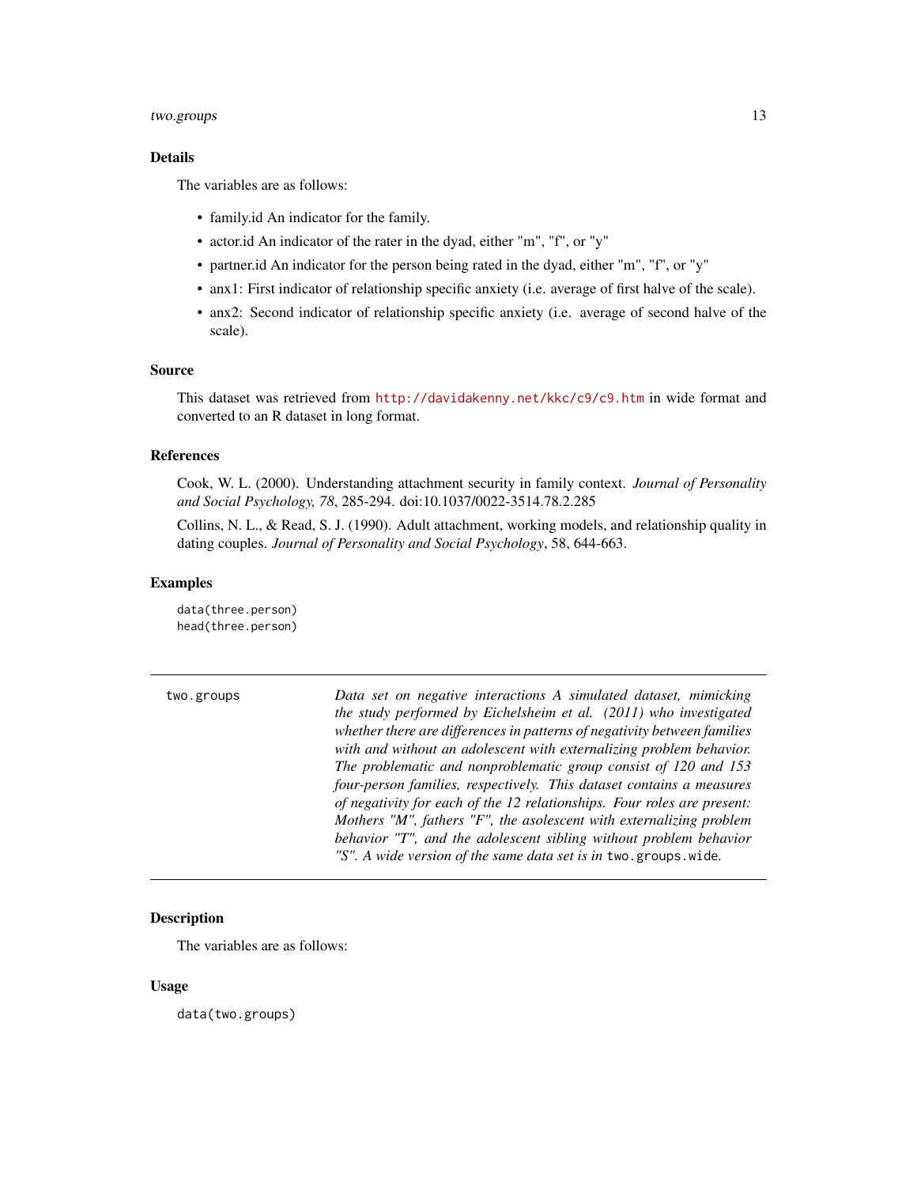### Details

The variables are as follows:

- family.id An indicator for the family.
- actor.id An indicator of the rater in the dyad, either "m", "f", or "y"
- partner.id An indicator for the person being rated in the dyad, either "m", "f", or "y"
- anx1: First indicator of relationship specific anxiety (i.e. average of first half of the scale).
- anx2: Second indicator of relationship specific anxiety (i.e. average of second half of the scale).

### Source

This dataset was retrieved from http://davidakenny.net/kkc/c9/c9.htm in wide format and converted to an R dataset in long format.

### References

Cook, W. L. (2000). Understanding attachment security in family context. *Journal of Personality and Social Psychology, 78*, 285-294. doi:10.1037/0022-3514.78.2.285

Collins, N. L., & Read, S. J. (1990). Adult attachment, working models, and relationship quality in dating couples. *Journal of Personality and Social Psychology*, 58, 644-663.

### Examples

```
data(three.person)
head(three.person)
```

---

`two.groups` *Data set on negative interactions A simulated dataset, mimicking the study performed by Eichelsheim et al. (2011) who investigated whether there are differences in patterns of negativity between families with and without an adolescent with externalizing problem behavior. The problematic and nonproblematic group consist of 120 and 153 four-person families, respectively. This dataset contains a measures of negativity for each of the 12 relationships. Four roles are present: Mothers "M", fathers "F", the asolescent with externalizing problem behavior "T", and the adolescent sibling without problem behavior "S". A wide version of the same data set is in* `two.groups.wide`*.*

---

### Description

The variables are as follows:

### Usage

```
data(two.groups)
```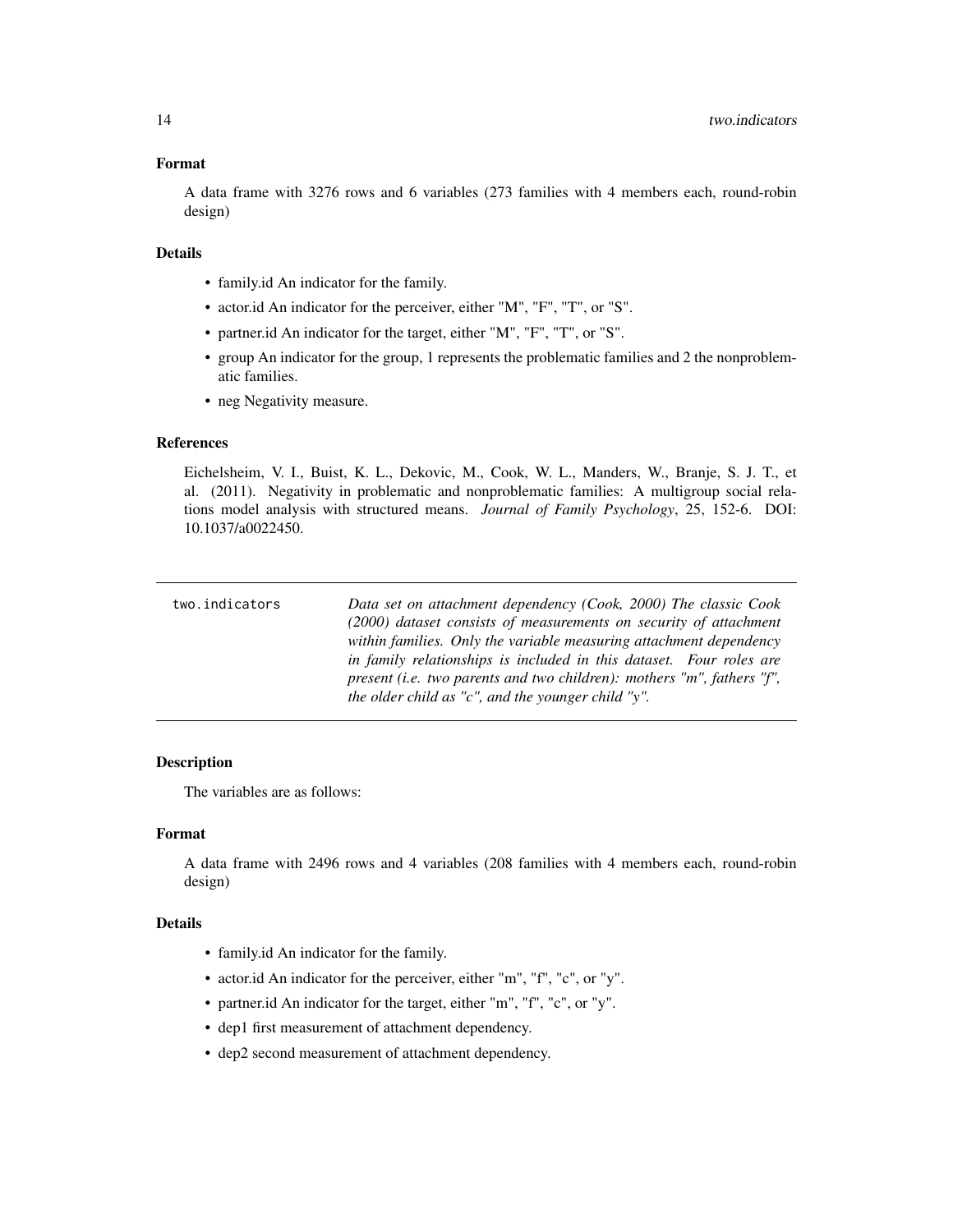### Format

A data frame with 3276 rows and 6 variables (273 families with 4 members each, round-robin design)

### Details

- family.id An indicator for the family.
- actor.id An indicator for the perceiver, either "M", "F", "T", or "S".
- partner.id An indicator for the target, either "M", "F", "T", or "S".
- group An indicator for the group, 1 represents the problematic families and 2 the nonproblematic families.
- neg Negativity measure.

### References

Eichelsheim, V. I., Buist, K. L., Dekovic, M., Cook, W. L., Manders, W., Branje, S. J. T., et al. (2011). Negativity in problematic and nonproblematic families: A multigroup social relations model analysis with structured means. *Journal of Family Psychology*, 25, 152-6. DOI: 10.1037/a0022450.

---

`two.indicators` *Data set on attachment dependency (Cook, 2000) The classic Cook (2000) dataset consists of measurements on security of attachment within families. Only the variable measuring attachment dependency in family relationships is included in this dataset. Four roles are present (i.e. two parents and two children): mothers "m", fathers "f", the older child as "c", and the younger child "y".*

---

### Description

The variables are as follows:

### Format

A data frame with 2496 rows and 4 variables (208 families with 4 members each, round-robin design)

### Details

- family.id An indicator for the family.
- actor.id An indicator for the perceiver, either "m", "f", "c", or "y".
- partner.id An indicator for the target, either "m", "f", "c", or "y".
- dep1 first measurement of attachment dependency.
- dep2 second measurement of attachment dependency.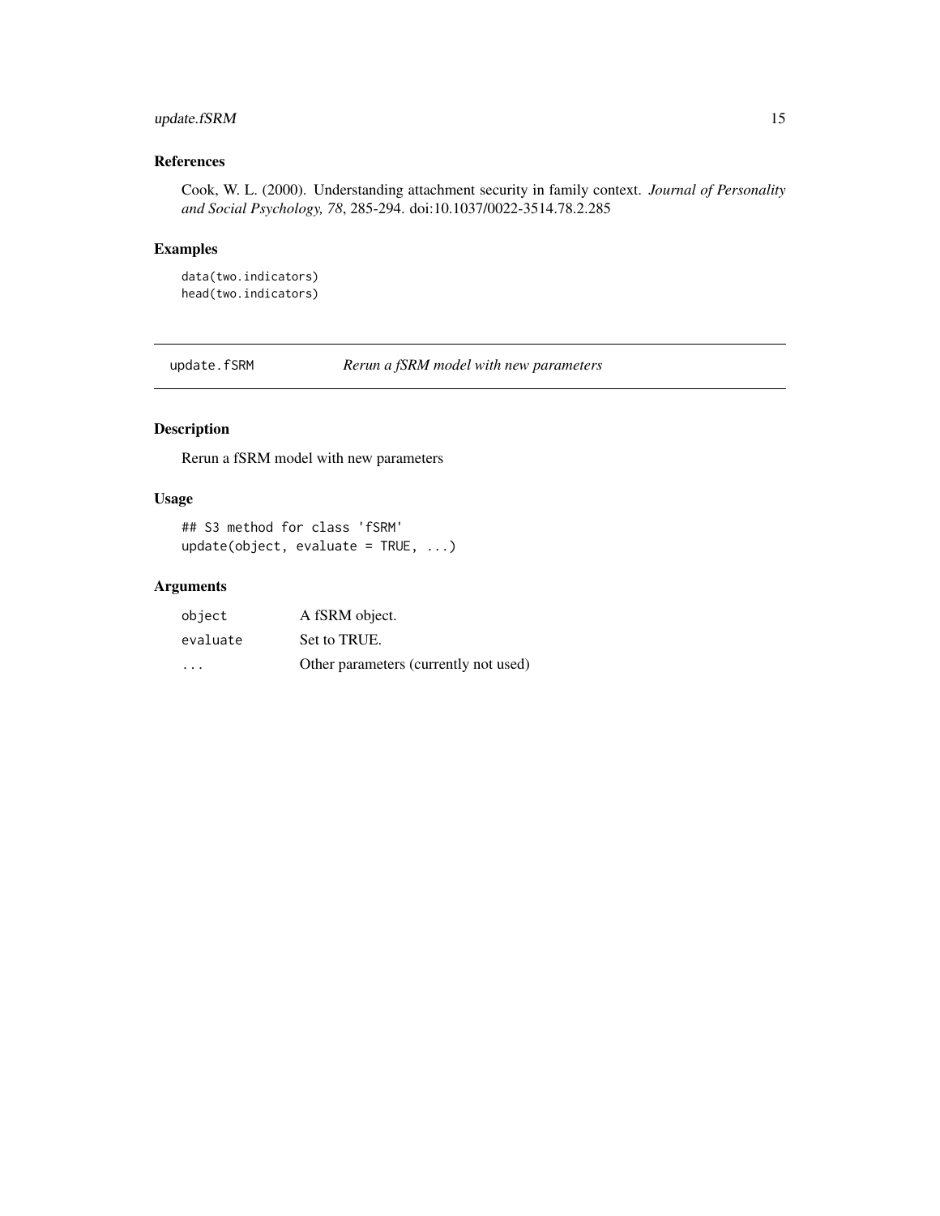### References

Cook, W. L. (2000). Understanding attachment security in family context. *Journal of Personality and Social Psychology, 78*, 285-294. doi:10.1037/0022-3514.78.2.285

### Examples

```
data(two.indicators)
head(two.indicators)
```

## update.fSRM — *Rerun a fSRM model with new parameters*

### Description

Rerun a fSRM model with new parameters

### Usage

```
## S3 method for class 'fSRM'
update(object, evaluate = TRUE, ...)
```

### Arguments

| | |
|---|---|
| `object` | A fSRM object. |
| `evaluate` | Set to TRUE. |
| `...` | Other parameters (currently not used) |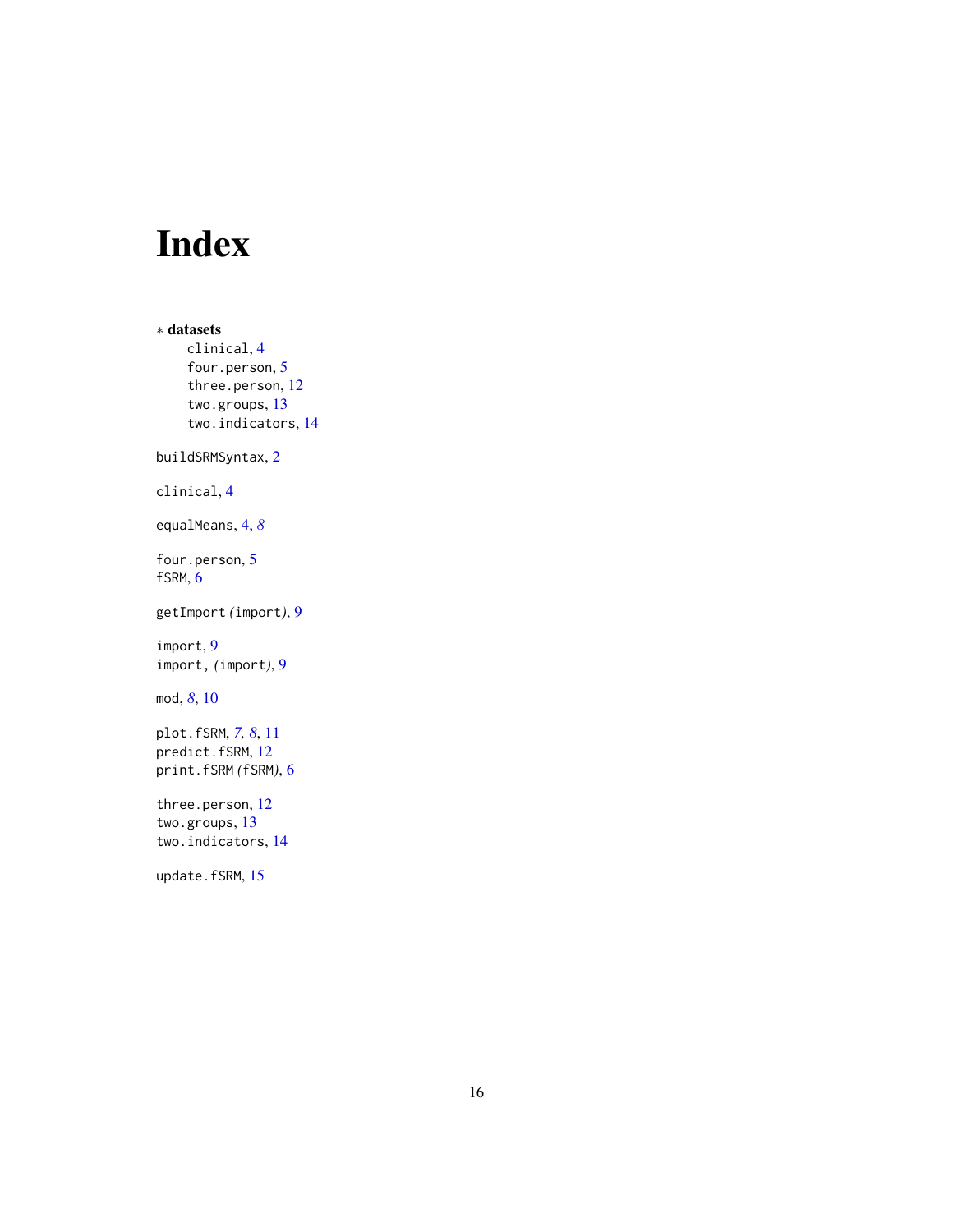# Index

∗ **datasets**

clinical, 4
four.person, 5
three.person, 12
two.groups, 13
two.indicators, 14

buildSRMSyntax, 2

clinical, 4

equalMeans, 4, *8*

four.person, 5
fSRM, 6

getImport *(*import*)*, 9

import, 9
import, *(*import*)*, 9

mod, *8*, 10

plot.fSRM, *7, 8*, 11
predict.fSRM, 12
print.fSRM *(*fSRM*)*, 6

three.person, 12
two.groups, 13
two.indicators, 14

update.fSRM, 15